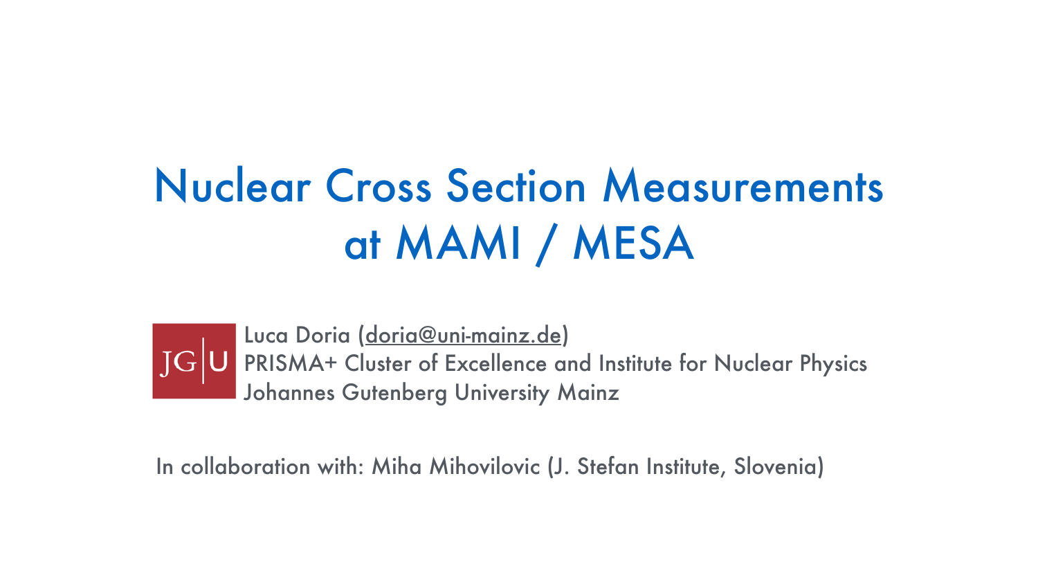# Nuclear Cross Section Measurements at MAMI / MESA

JG|U

Luca Doria (doria@uni-mainz.de)
PRISMA+ Cluster of Excellence and Institute for Nuclear Physics
Johannes Gutenberg University Mainz

In collaboration with: Miha Mihovilovic (J. Stefan Institute, Slovenia)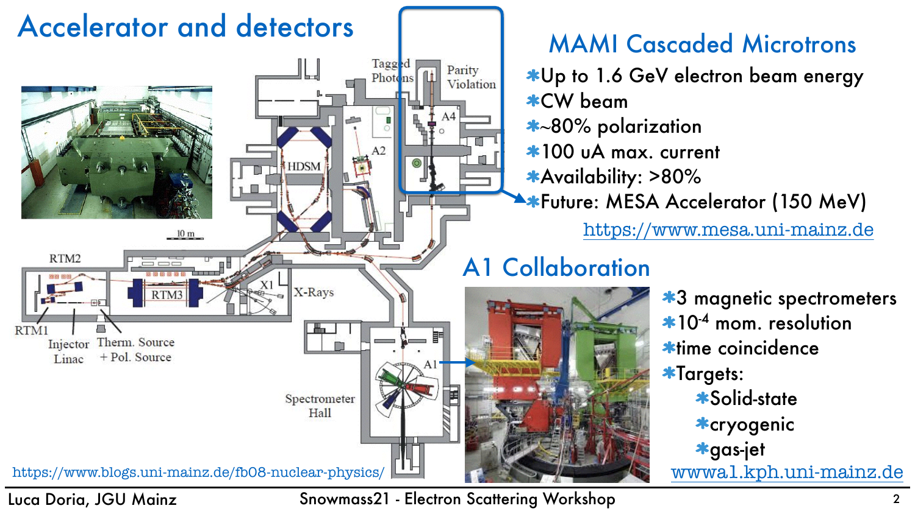# Accelerator and detectors

## MAMI Cascaded Microtrons

- Up to 1.6 GeV electron beam energy
- CW beam
- ~80% polarization
- 100 uA max. current
- Availability: >80%
- Future: MESA Accelerator (150 MeV)

https://www.mesa.uni-mainz.de

https://www.blogs.uni-mainz.de/fb08-nuclear-physics/

## A1 Collaboration

- 3 magnetic spectrometers
- $10^{-4}$ mom. resolution
- time coincidence
- Targets:
  - Solid-state
  - cryogenic
  - gas-jet

wwwa1.kph.uni-mainz.de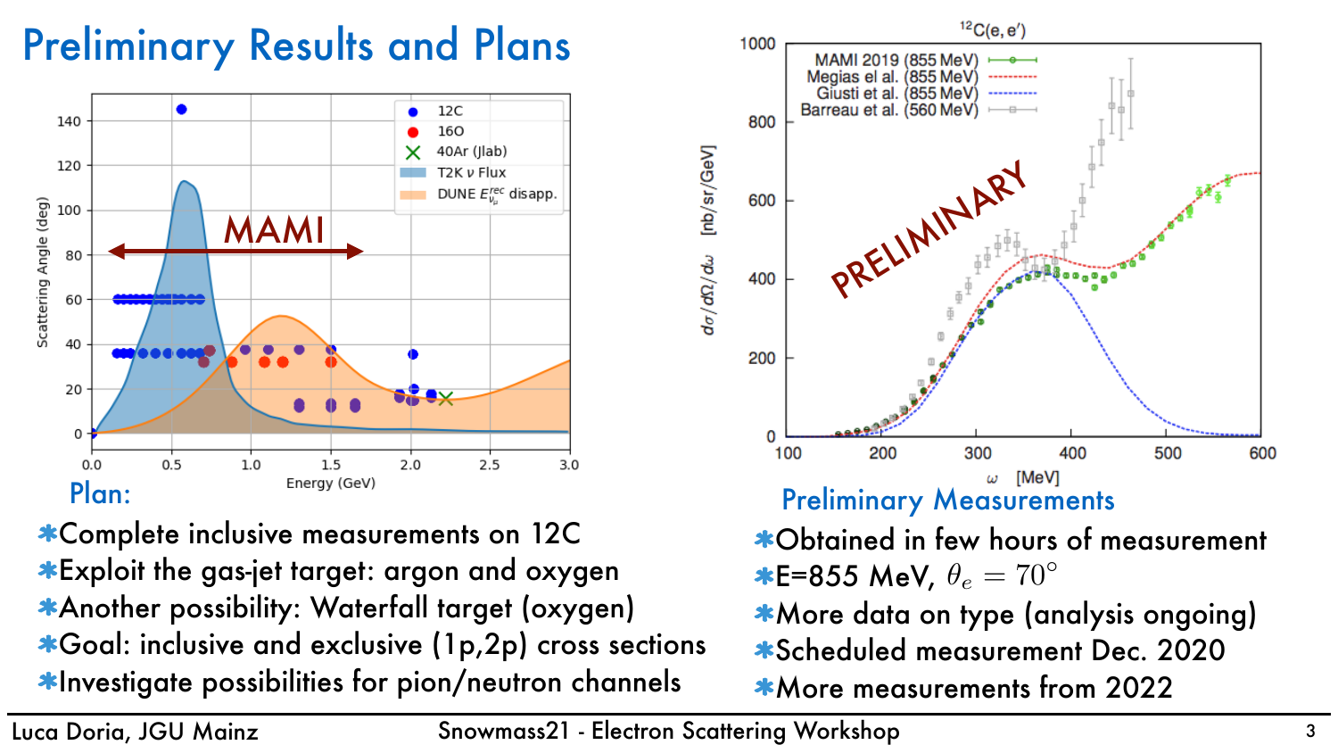# Preliminary Results and Plans

Scattering Angle (deg)
Energy (GeV)
0.0 0.5 1.0 1.5 2.0 2.5 3.0
0 20 40 60 80 100 120 140
12C
16O
40Ar (Jlab)
T2K ν Flux
DUNE $E_{\nu_\mu}^{rec}$ disapp.
MAMI

$^{12}$C(e, e')
MAMI 2019 (855 MeV)
Megias el al. (855 MeV)
Giusti et al. (855 MeV)
Barreau et al. (560 MeV)
PRELIMINARY
$d\sigma/d\Omega/d\omega$ [nb/sr/GeV]
$\omega$ [MeV]
100 200 300 400 500 600
0 200 400 600 800 1000

## Plan:

- Complete inclusive measurements on 12C
- Exploit the gas-jet target: argon and oxygen
- Another possibility: Waterfall target (oxygen)
- Goal: inclusive and exclusive (1p,2p) cross sections
- Investigate possibilities for pion/neutron channels

## Preliminary Measurements

- Obtained in few hours of measurement
- E=855 MeV, $\theta_e = 70^\circ$
- More data on type (analysis ongoing)
- Scheduled measurement Dec. 2020
- More measurements from 2022